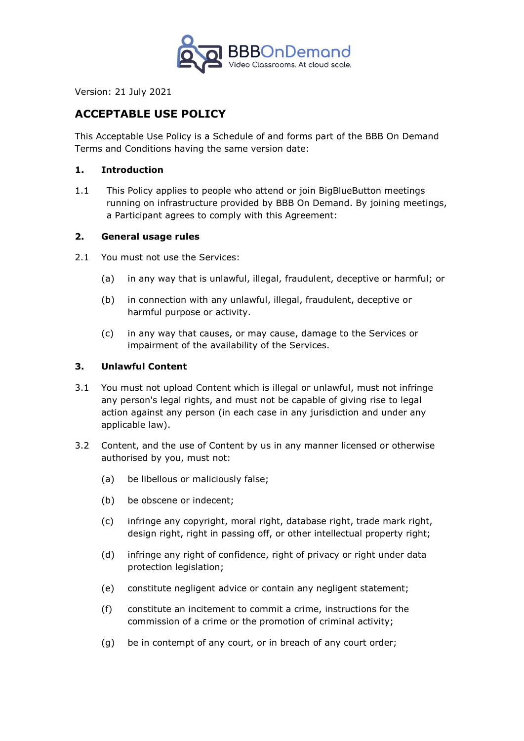BBBOnDemand
Video Classrooms. At cloud scale.

Version: 21 July 2021

## ACCEPTABLE USE POLICY

This Acceptable Use Policy is a Schedule of and forms part of the BBB On Demand Terms and Conditions having the same version date:

### 1. Introduction

1.1 This Policy applies to people who attend or join BigBlueButton meetings running on infrastructure provided by BBB On Demand. By joining meetings, a Participant agrees to comply with this Agreement:

### 2. General usage rules

2.1 You must not use the Services:

(a) in any way that is unlawful, illegal, fraudulent, deceptive or harmful; or

(b) in connection with any unlawful, illegal, fraudulent, deceptive or harmful purpose or activity.

(c) in any way that causes, or may cause, damage to the Services or impairment of the availability of the Services.

### 3. Unlawful Content

3.1 You must not upload Content which is illegal or unlawful, must not infringe any person's legal rights, and must not be capable of giving rise to legal action against any person (in each case in any jurisdiction and under any applicable law).

3.2 Content, and the use of Content by us in any manner licensed or otherwise authorised by you, must not:

(a) be libellous or maliciously false;

(b) be obscene or indecent;

(c) infringe any copyright, moral right, database right, trade mark right, design right, right in passing off, or other intellectual property right;

(d) infringe any right of confidence, right of privacy or right under data protection legislation;

(e) constitute negligent advice or contain any negligent statement;

(f) constitute an incitement to commit a crime, instructions for the commission of a crime or the promotion of criminal activity;

(g) be in contempt of any court, or in breach of any court order;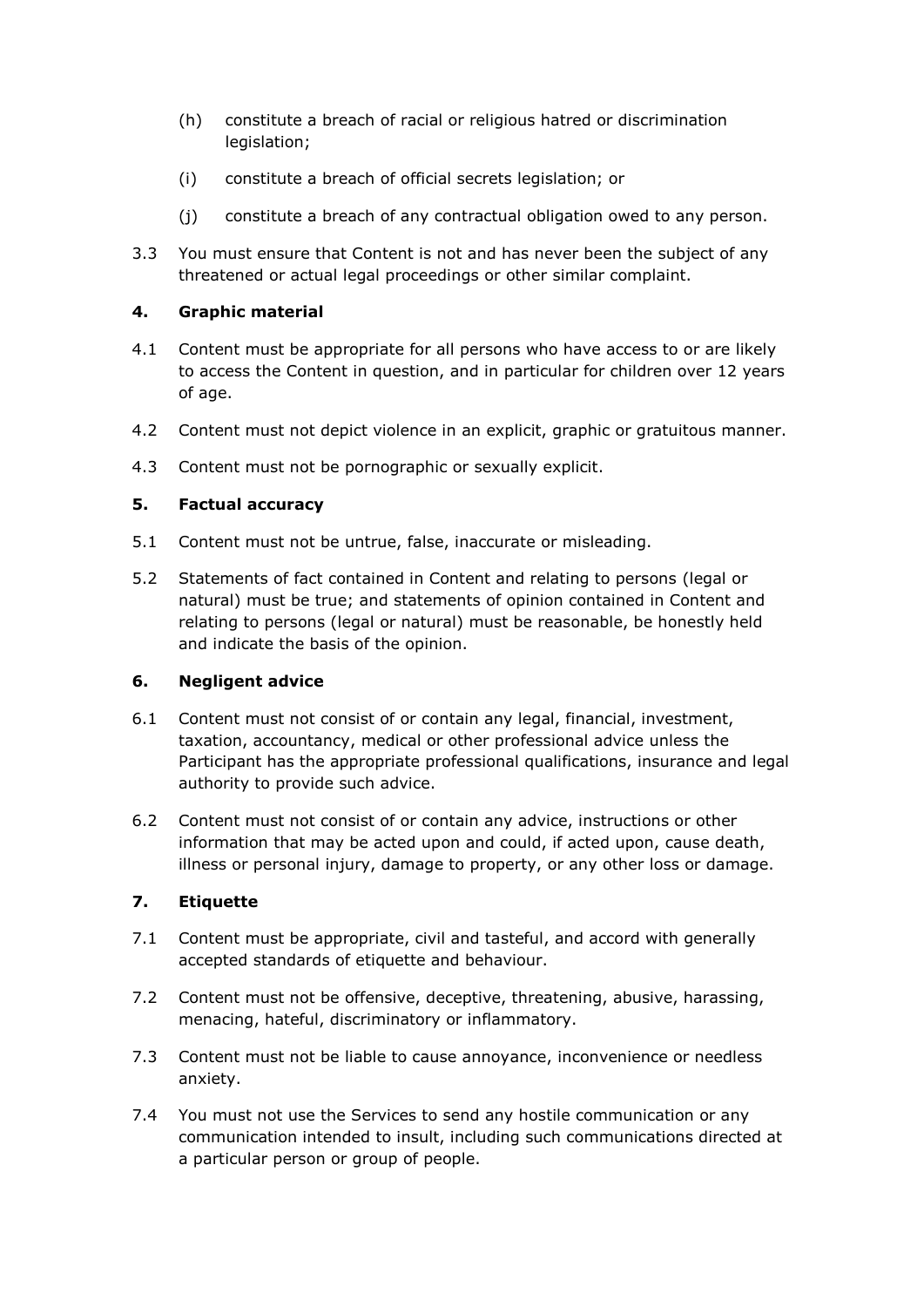(h) constitute a breach of racial or religious hatred or discrimination legislation;

(i) constitute a breach of official secrets legislation; or

(j) constitute a breach of any contractual obligation owed to any person.

3.3 You must ensure that Content is not and has never been the subject of any threatened or actual legal proceedings or other similar complaint.

## 4. Graphic material

4.1 Content must be appropriate for all persons who have access to or are likely to access the Content in question, and in particular for children over 12 years of age.

4.2 Content must not depict violence in an explicit, graphic or gratuitous manner.

4.3 Content must not be pornographic or sexually explicit.

## 5. Factual accuracy

5.1 Content must not be untrue, false, inaccurate or misleading.

5.2 Statements of fact contained in Content and relating to persons (legal or natural) must be true; and statements of opinion contained in Content and relating to persons (legal or natural) must be reasonable, be honestly held and indicate the basis of the opinion.

## 6. Negligent advice

6.1 Content must not consist of or contain any legal, financial, investment, taxation, accountancy, medical or other professional advice unless the Participant has the appropriate professional qualifications, insurance and legal authority to provide such advice.

6.2 Content must not consist of or contain any advice, instructions or other information that may be acted upon and could, if acted upon, cause death, illness or personal injury, damage to property, or any other loss or damage.

## 7. Etiquette

7.1 Content must be appropriate, civil and tasteful, and accord with generally accepted standards of etiquette and behaviour.

7.2 Content must not be offensive, deceptive, threatening, abusive, harassing, menacing, hateful, discriminatory or inflammatory.

7.3 Content must not be liable to cause annoyance, inconvenience or needless anxiety.

7.4 You must not use the Services to send any hostile communication or any communication intended to insult, including such communications directed at a particular person or group of people.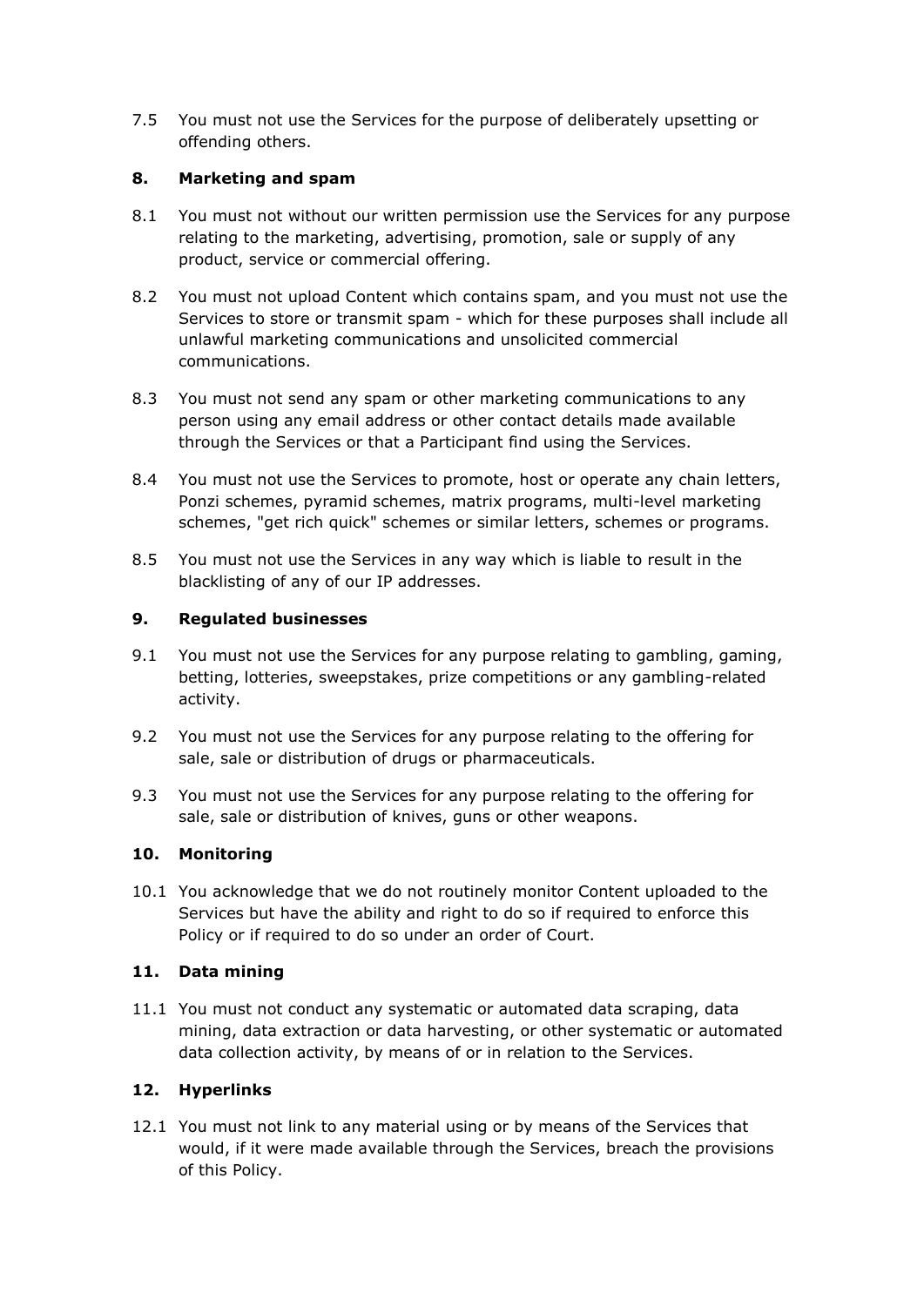7.5 You must not use the Services for the purpose of deliberately upsetting or offending others.

## 8. Marketing and spam

8.1 You must not without our written permission use the Services for any purpose relating to the marketing, advertising, promotion, sale or supply of any product, service or commercial offering.

8.2 You must not upload Content which contains spam, and you must not use the Services to store or transmit spam - which for these purposes shall include all unlawful marketing communications and unsolicited commercial communications.

8.3 You must not send any spam or other marketing communications to any person using any email address or other contact details made available through the Services or that a Participant find using the Services.

8.4 You must not use the Services to promote, host or operate any chain letters, Ponzi schemes, pyramid schemes, matrix programs, multi-level marketing schemes, "get rich quick" schemes or similar letters, schemes or programs.

8.5 You must not use the Services in any way which is liable to result in the blacklisting of any of our IP addresses.

## 9. Regulated businesses

9.1 You must not use the Services for any purpose relating to gambling, gaming, betting, lotteries, sweepstakes, prize competitions or any gambling-related activity.

9.2 You must not use the Services for any purpose relating to the offering for sale, sale or distribution of drugs or pharmaceuticals.

9.3 You must not use the Services for any purpose relating to the offering for sale, sale or distribution of knives, guns or other weapons.

## 10. Monitoring

10.1 You acknowledge that we do not routinely monitor Content uploaded to the Services but have the ability and right to do so if required to enforce this Policy or if required to do so under an order of Court.

## 11. Data mining

11.1 You must not conduct any systematic or automated data scraping, data mining, data extraction or data harvesting, or other systematic or automated data collection activity, by means of or in relation to the Services.

## 12. Hyperlinks

12.1 You must not link to any material using or by means of the Services that would, if it were made available through the Services, breach the provisions of this Policy.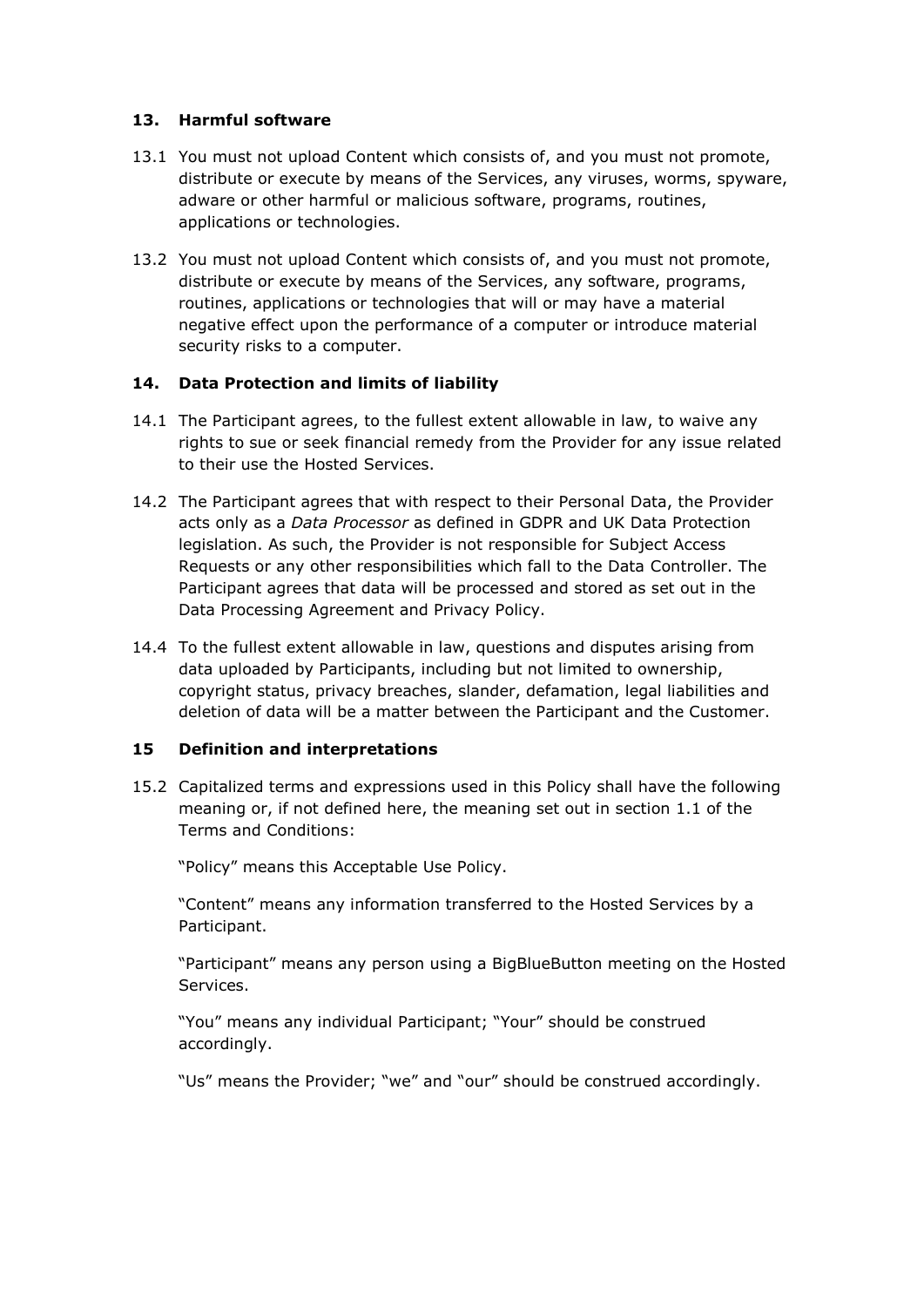## 13. Harmful software

13.1 You must not upload Content which consists of, and you must not promote, distribute or execute by means of the Services, any viruses, worms, spyware, adware or other harmful or malicious software, programs, routines, applications or technologies.

13.2 You must not upload Content which consists of, and you must not promote, distribute or execute by means of the Services, any software, programs, routines, applications or technologies that will or may have a material negative effect upon the performance of a computer or introduce material security risks to a computer.

## 14. Data Protection and limits of liability

14.1 The Participant agrees, to the fullest extent allowable in law, to waive any rights to sue or seek financial remedy from the Provider for any issue related to their use the Hosted Services.

14.2 The Participant agrees that with respect to their Personal Data, the Provider acts only as a *Data Processor* as defined in GDPR and UK Data Protection legislation. As such, the Provider is not responsible for Subject Access Requests or any other responsibilities which fall to the Data Controller. The Participant agrees that data will be processed and stored as set out in the Data Processing Agreement and Privacy Policy.

14.4 To the fullest extent allowable in law, questions and disputes arising from data uploaded by Participants, including but not limited to ownership, copyright status, privacy breaches, slander, defamation, legal liabilities and deletion of data will be a matter between the Participant and the Customer.

## 15 Definition and interpretations

15.2 Capitalized terms and expressions used in this Policy shall have the following meaning or, if not defined here, the meaning set out in section 1.1 of the Terms and Conditions:

"Policy" means this Acceptable Use Policy.

"Content" means any information transferred to the Hosted Services by a Participant.

"Participant" means any person using a BigBlueButton meeting on the Hosted Services.

"You" means any individual Participant; "Your" should be construed accordingly.

"Us" means the Provider; "we" and "our" should be construed accordingly.